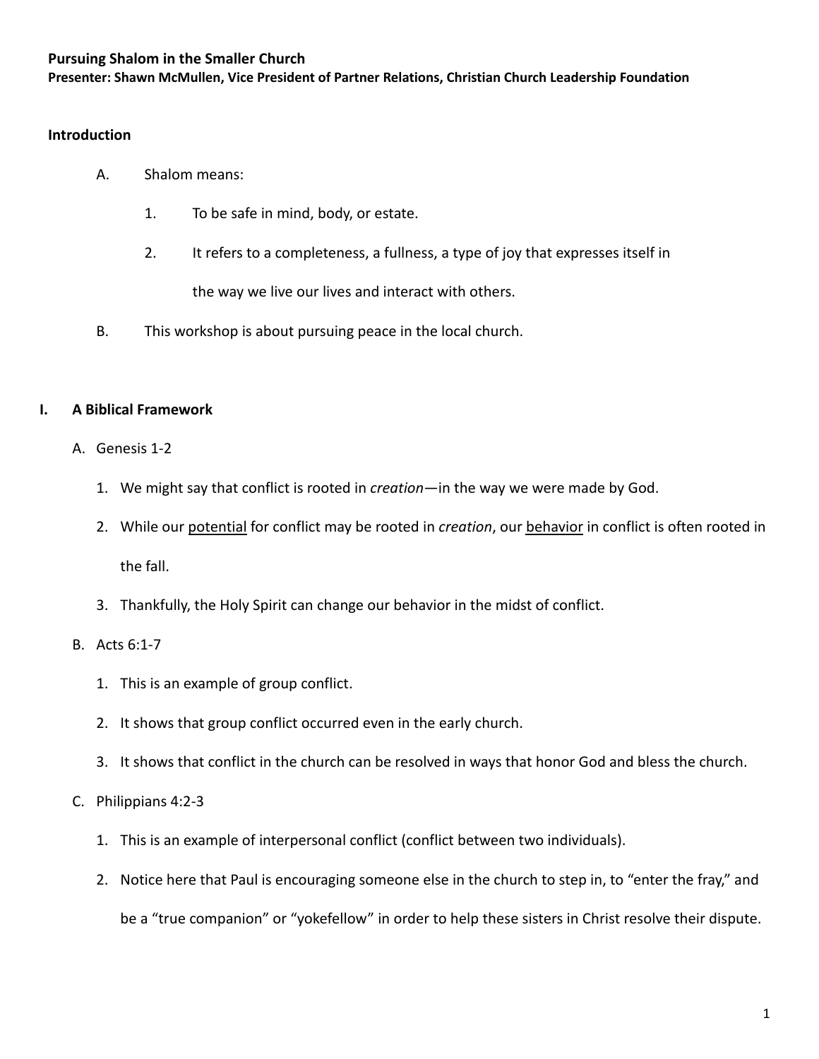**Pursuing Shalom in the Smaller Church**
**Presenter: Shawn McMullen, Vice President of Partner Relations, Christian Church Leadership Foundation**

## Introduction

A. Shalom means:

1. To be safe in mind, body, or estate.
2. It refers to a completeness, a fullness, a type of joy that expresses itself in the way we live our lives and interact with others.

B. This workshop is about pursuing peace in the local church.

## I. A Biblical Framework

A. Genesis 1-2

1. We might say that conflict is rooted in *creation*—in the way we were made by God.
2. While our <u>potential</u> for conflict may be rooted in *creation*, our <u>behavior</u> in conflict is often rooted in the fall.
3. Thankfully, the Holy Spirit can change our behavior in the midst of conflict.

B. Acts 6:1-7

1. This is an example of group conflict.
2. It shows that group conflict occurred even in the early church.
3. It shows that conflict in the church can be resolved in ways that honor God and bless the church.

C. Philippians 4:2-3

1. This is an example of interpersonal conflict (conflict between two individuals).
2. Notice here that Paul is encouraging someone else in the church to step in, to "enter the fray," and be a "true companion" or "yokefellow" in order to help these sisters in Christ resolve their dispute.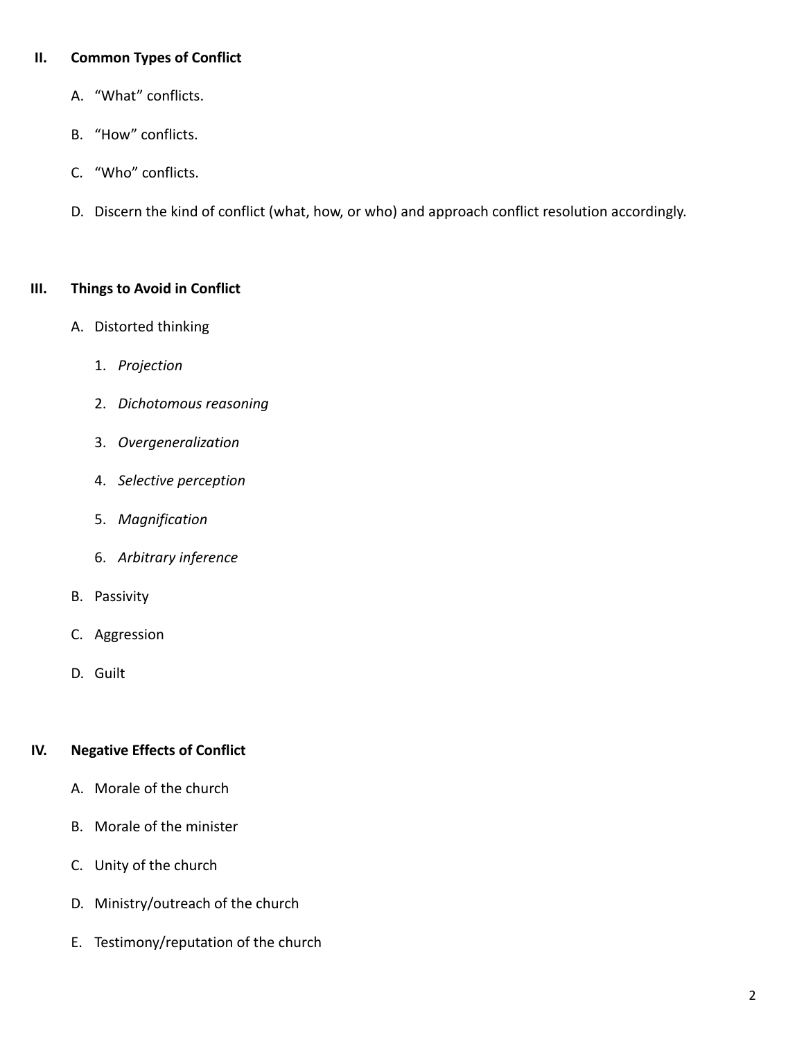## II. Common Types of Conflict

A. "What" conflicts.

B. "How" conflicts.

C. "Who" conflicts.

D. Discern the kind of conflict (what, how, or who) and approach conflict resolution accordingly.

## III. Things to Avoid in Conflict

A. Distorted thinking

1. *Projection*
2. *Dichotomous reasoning*
3. *Overgeneralization*
4. *Selective perception*
5. *Magnification*
6. *Arbitrary inference*

B. Passivity

C. Aggression

D. Guilt

## IV. Negative Effects of Conflict

A. Morale of the church

B. Morale of the minister

C. Unity of the church

D. Ministry/outreach of the church

E. Testimony/reputation of the church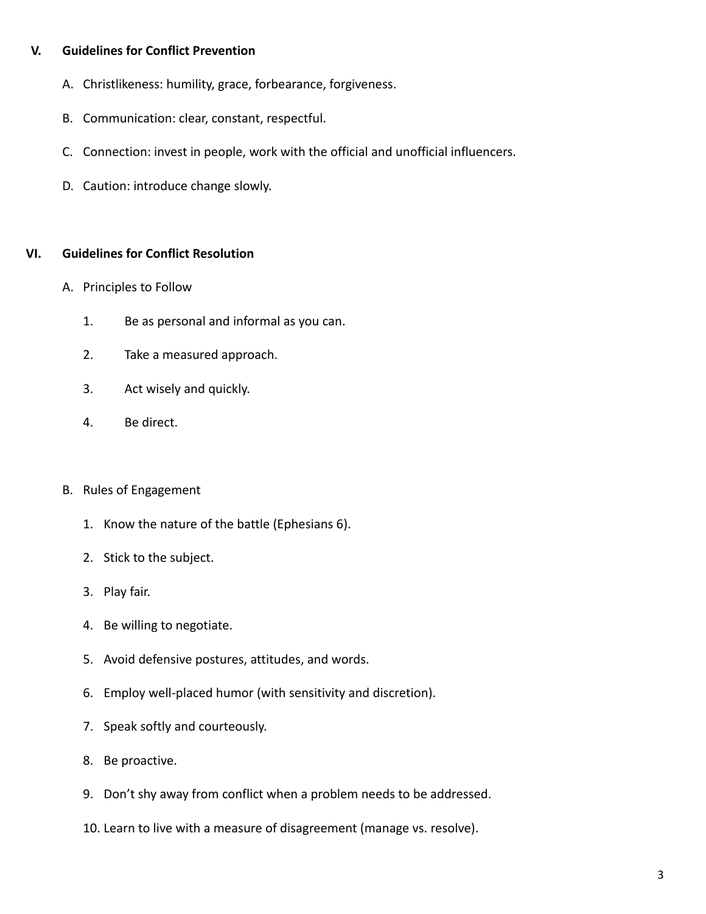## V. Guidelines for Conflict Prevention

A. Christlikeness: humility, grace, forbearance, forgiveness.

B. Communication: clear, constant, respectful.

C. Connection: invest in people, work with the official and unofficial influencers.

D. Caution: introduce change slowly.

## VI. Guidelines for Conflict Resolution

A. Principles to Follow

1. Be as personal and informal as you can.
2. Take a measured approach.
3. Act wisely and quickly.
4. Be direct.

B. Rules of Engagement

1. Know the nature of the battle (Ephesians 6).
2. Stick to the subject.
3. Play fair.
4. Be willing to negotiate.
5. Avoid defensive postures, attitudes, and words.
6. Employ well-placed humor (with sensitivity and discretion).
7. Speak softly and courteously.
8. Be proactive.
9. Don't shy away from conflict when a problem needs to be addressed.
10. Learn to live with a measure of disagreement (manage vs. resolve).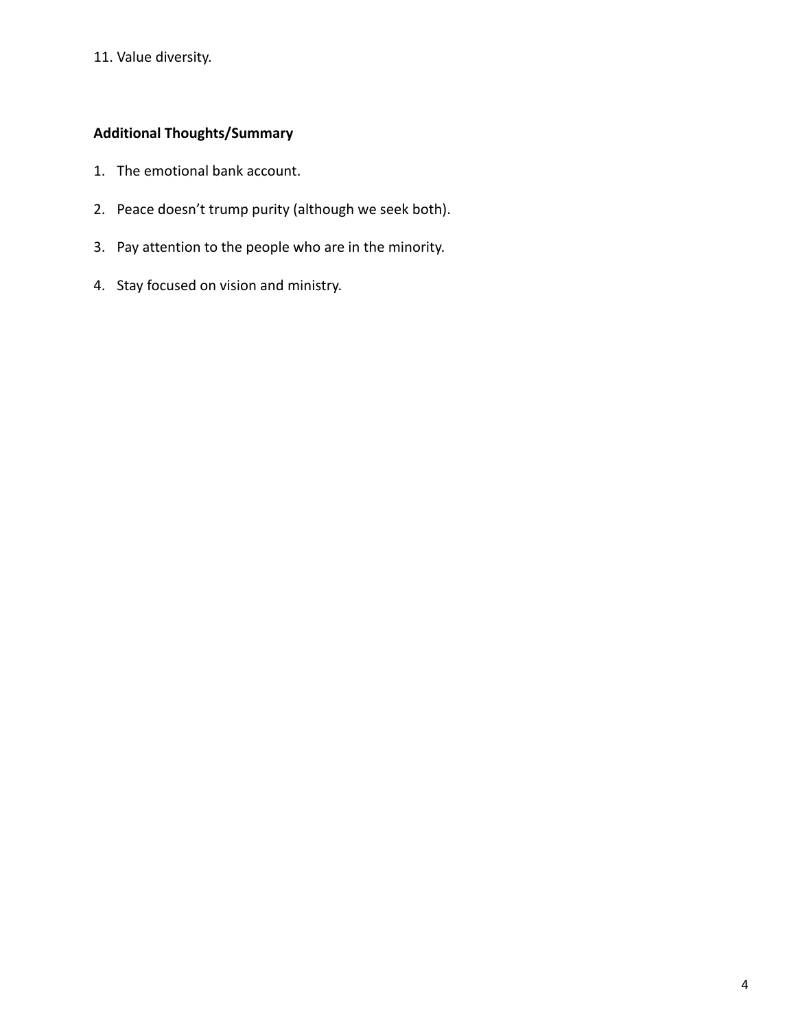11. Value diversity.

**Additional Thoughts/Summary**

1. The emotional bank account.
2. Peace doesn't trump purity (although we seek both).
3. Pay attention to the people who are in the minority.
4. Stay focused on vision and ministry.